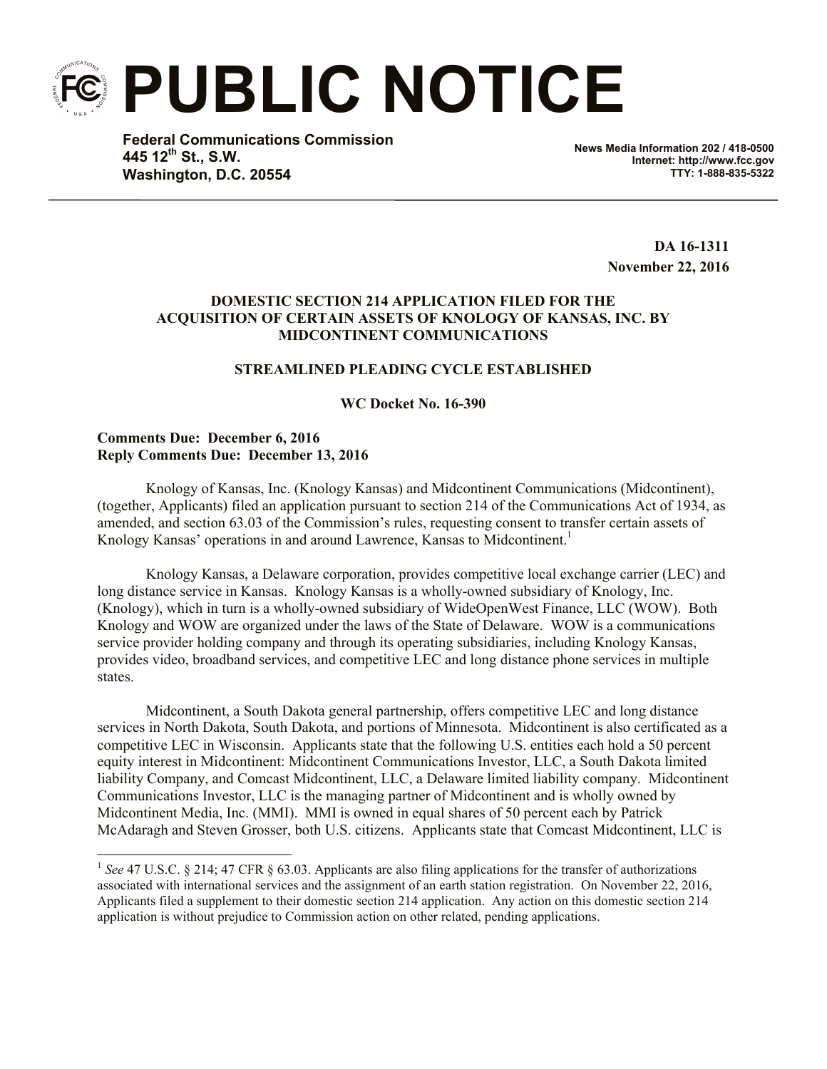# PUBLIC NOTICE

**Federal Communications Commission**
**445 12th St., S.W.**
**Washington, D.C. 20554**

**News Media Information 202 / 418-0500**
**Internet: http://www.fcc.gov**
**TTY: 1-888-835-5322**

**DA 16-1311**
**November 22, 2016**

**DOMESTIC SECTION 214 APPLICATION FILED FOR THE ACQUISITION OF CERTAIN ASSETS OF KNOLOGY OF KANSAS, INC. BY MIDCONTINENT COMMUNICATIONS**

**STREAMLINED PLEADING CYCLE ESTABLISHED**

**WC Docket No. 16-390**

**Comments Due: December 6, 2016**
**Reply Comments Due: December 13, 2016**

Knology of Kansas, Inc. (Knology Kansas) and Midcontinent Communications (Midcontinent), (together, Applicants) filed an application pursuant to section 214 of the Communications Act of 1934, as amended, and section 63.03 of the Commission's rules, requesting consent to transfer certain assets of Knology Kansas' operations in and around Lawrence, Kansas to Midcontinent.[1]

Knology Kansas, a Delaware corporation, provides competitive local exchange carrier (LEC) and long distance service in Kansas. Knology Kansas is a wholly-owned subsidiary of Knology, Inc. (Knology), which in turn is a wholly-owned subsidiary of WideOpenWest Finance, LLC (WOW). Both Knology and WOW are organized under the laws of the State of Delaware. WOW is a communications service provider holding company and through its operating subsidiaries, including Knology Kansas, provides video, broadband services, and competitive LEC and long distance phone services in multiple states.

Midcontinent, a South Dakota general partnership, offers competitive LEC and long distance services in North Dakota, South Dakota, and portions of Minnesota. Midcontinent is also certificated as a competitive LEC in Wisconsin. Applicants state that the following U.S. entities each hold a 50 percent equity interest in Midcontinent: Midcontinent Communications Investor, LLC, a South Dakota limited liability Company, and Comcast Midcontinent, LLC, a Delaware limited liability company. Midcontinent Communications Investor, LLC is the managing partner of Midcontinent and is wholly owned by Midcontinent Media, Inc. (MMI). MMI is owned in equal shares of 50 percent each by Patrick McAdaragh and Steven Grosser, both U.S. citizens. Applicants state that Comcast Midcontinent, LLC is

[1] *See* 47 U.S.C. § 214; 47 CFR § 63.03. Applicants are also filing applications for the transfer of authorizations associated with international services and the assignment of an earth station registration. On November 22, 2016, Applicants filed a supplement to their domestic section 214 application. Any action on this domestic section 214 application is without prejudice to Commission action on other related, pending applications.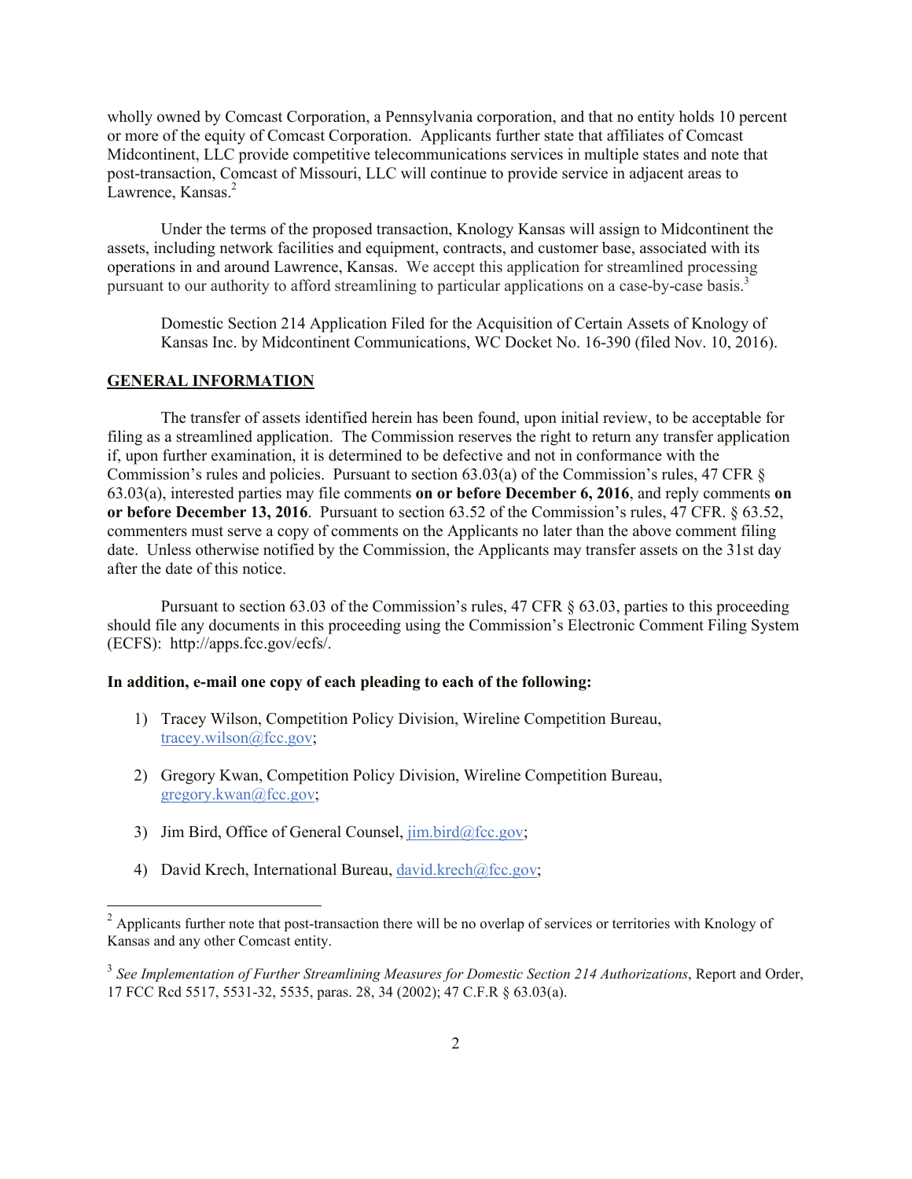wholly owned by Comcast Corporation, a Pennsylvania corporation, and that no entity holds 10 percent or more of the equity of Comcast Corporation. Applicants further state that affiliates of Comcast Midcontinent, LLC provide competitive telecommunications services in multiple states and note that post-transaction, Comcast of Missouri, LLC will continue to provide service in adjacent areas to Lawrence, Kansas.[2]

Under the terms of the proposed transaction, Knology Kansas will assign to Midcontinent the assets, including network facilities and equipment, contracts, and customer base, associated with its operations in and around Lawrence, Kansas. We accept this application for streamlined processing pursuant to our authority to afford streamlining to particular applications on a case-by-case basis.[3]

Domestic Section 214 Application Filed for the Acquisition of Certain Assets of Knology of Kansas Inc. by Midcontinent Communications, WC Docket No. 16-390 (filed Nov. 10, 2016).

## GENERAL INFORMATION

The transfer of assets identified herein has been found, upon initial review, to be acceptable for filing as a streamlined application. The Commission reserves the right to return any transfer application if, upon further examination, it is determined to be defective and not in conformance with the Commission's rules and policies. Pursuant to section 63.03(a) of the Commission's rules, 47 CFR § 63.03(a), interested parties may file comments **on or before December 6, 2016**, and reply comments **on or before December 13, 2016**. Pursuant to section 63.52 of the Commission's rules, 47 CFR. § 63.52, commenters must serve a copy of comments on the Applicants no later than the above comment filing date. Unless otherwise notified by the Commission, the Applicants may transfer assets on the 31st day after the date of this notice.

Pursuant to section 63.03 of the Commission's rules, 47 CFR § 63.03, parties to this proceeding should file any documents in this proceeding using the Commission's Electronic Comment Filing System (ECFS): http://apps.fcc.gov/ecfs/.

**In addition, e-mail one copy of each pleading to each of the following:**

1) Tracey Wilson, Competition Policy Division, Wireline Competition Bureau, tracey.wilson@fcc.gov;

2) Gregory Kwan, Competition Policy Division, Wireline Competition Bureau, gregory.kwan@fcc.gov;

3) Jim Bird, Office of General Counsel, jim.bird@fcc.gov;

4) David Krech, International Bureau, david.krech@fcc.gov;

---

[2] Applicants further note that post-transaction there will be no overlap of services or territories with Knology of Kansas and any other Comcast entity.

[3] *See Implementation of Further Streamlining Measures for Domestic Section 214 Authorizations*, Report and Order, 17 FCC Rcd 5517, 5531-32, 5535, paras. 28, 34 (2002); 47 C.F.R § 63.03(a).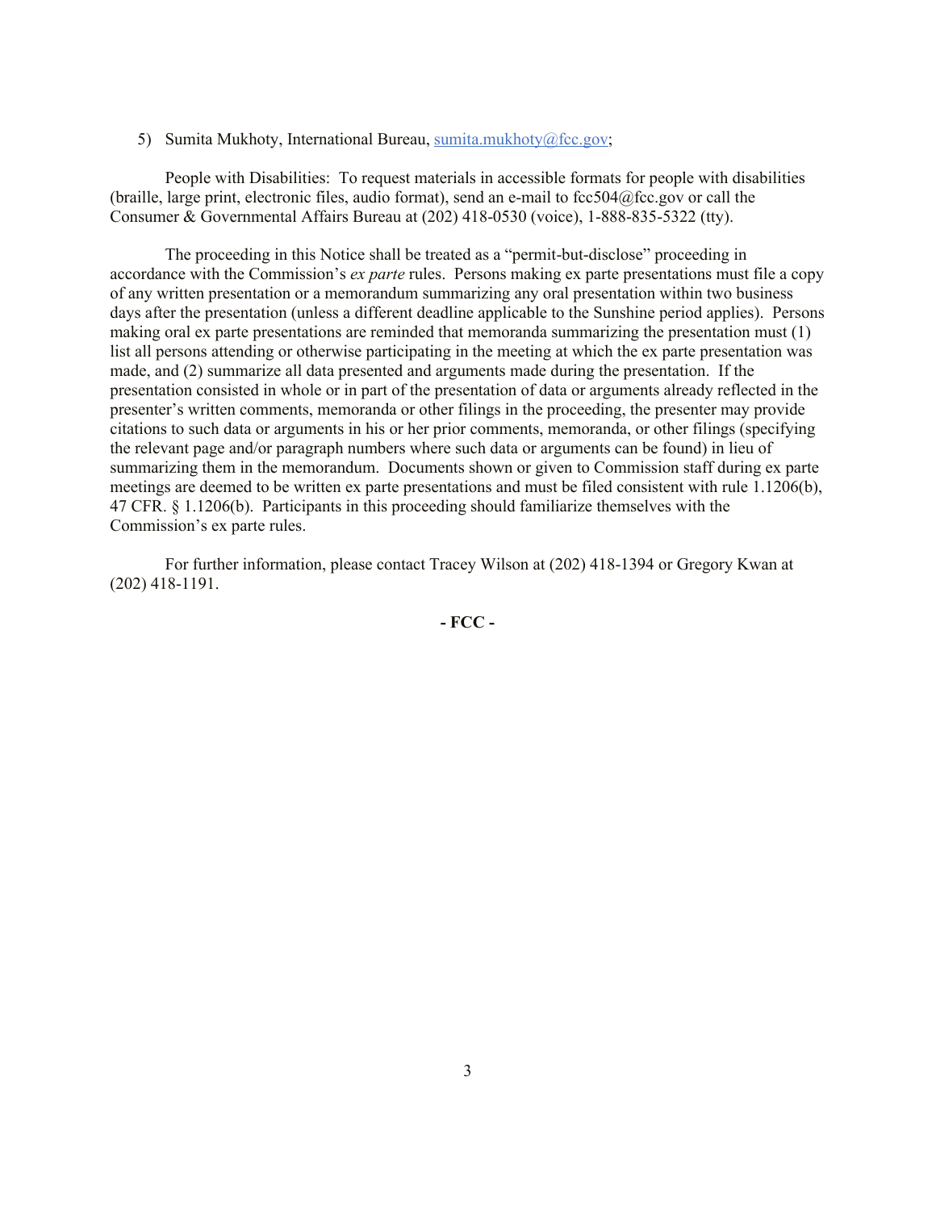5) Sumita Mukhoty, International Bureau, sumita.mukhoty@fcc.gov;

People with Disabilities: To request materials in accessible formats for people with disabilities (braille, large print, electronic files, audio format), send an e-mail to fcc504@fcc.gov or call the Consumer & Governmental Affairs Bureau at (202) 418-0530 (voice), 1-888-835-5322 (tty).

The proceeding in this Notice shall be treated as a "permit-but-disclose" proceeding in accordance with the Commission's *ex parte* rules. Persons making ex parte presentations must file a copy of any written presentation or a memorandum summarizing any oral presentation within two business days after the presentation (unless a different deadline applicable to the Sunshine period applies). Persons making oral ex parte presentations are reminded that memoranda summarizing the presentation must (1) list all persons attending or otherwise participating in the meeting at which the ex parte presentation was made, and (2) summarize all data presented and arguments made during the presentation. If the presentation consisted in whole or in part of the presentation of data or arguments already reflected in the presenter's written comments, memoranda or other filings in the proceeding, the presenter may provide citations to such data or arguments in his or her prior comments, memoranda, or other filings (specifying the relevant page and/or paragraph numbers where such data or arguments can be found) in lieu of summarizing them in the memorandum. Documents shown or given to Commission staff during ex parte meetings are deemed to be written ex parte presentations and must be filed consistent with rule 1.1206(b), 47 CFR. § 1.1206(b). Participants in this proceeding should familiarize themselves with the Commission's ex parte rules.

For further information, please contact Tracey Wilson at (202) 418-1394 or Gregory Kwan at (202) 418-1191.

**- FCC -**